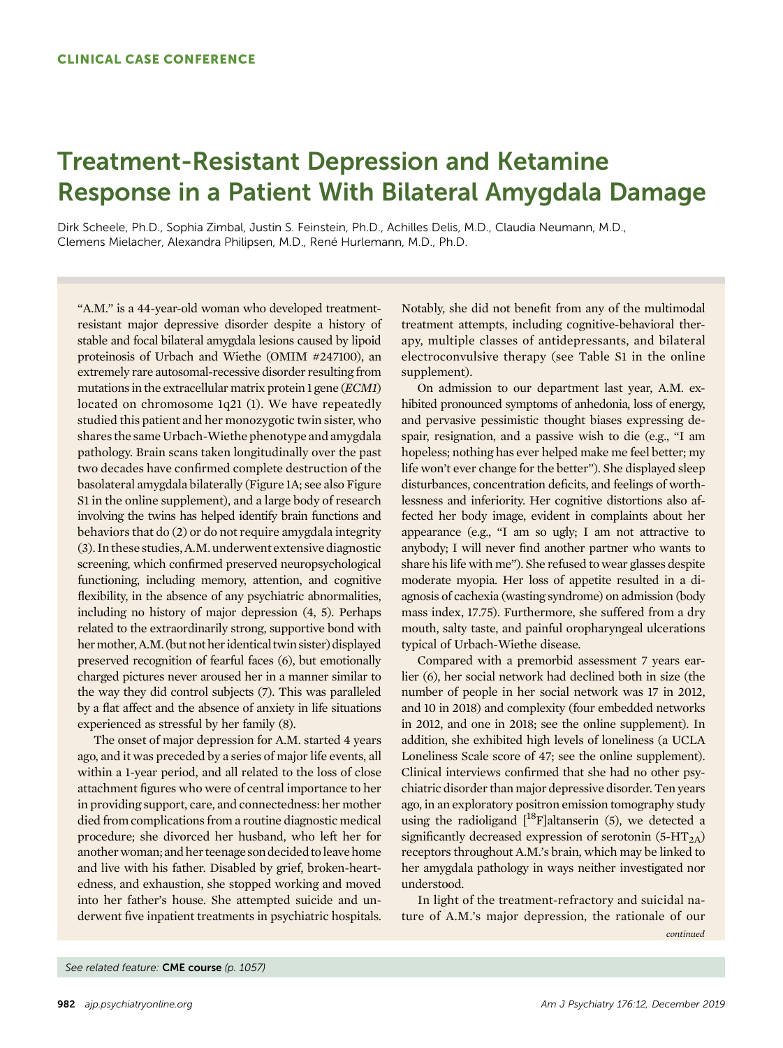CLINICAL CASE CONFERENCE

# Treatment-Resistant Depression and Ketamine Response in a Patient With Bilateral Amygdala Damage

Dirk Scheele, Ph.D., Sophia Zimbal, Justin S. Feinstein, Ph.D., Achilles Delis, M.D., Claudia Neumann, M.D., Clemens Mielacher, Alexandra Philipsen, M.D., René Hurlemann, M.D., Ph.D.

"A.M." is a 44-year-old woman who developed treatment-resistant major depressive disorder despite a history of stable and focal bilateral amygdala lesions caused by lipoid proteinosis of Urbach and Wiethe (OMIM #247100), an extremely rare autosomal-recessive disorder resulting from mutations in the extracellular matrix protein 1 gene (*ECM1*) located on chromosome 1q21 (1). We have repeatedly studied this patient and her monozygotic twin sister, who shares the same Urbach-Wiethe phenotype and amygdala pathology. Brain scans taken longitudinally over the past two decades have confirmed complete destruction of the basolateral amygdala bilaterally (Figure 1A; see also Figure S1 in the online supplement), and a large body of research involving the twins has helped identify brain functions and behaviors that do (2) or do not require amygdala integrity (3). In these studies, A.M. underwent extensive diagnostic screening, which confirmed preserved neuropsychological functioning, including memory, attention, and cognitive flexibility, in the absence of any psychiatric abnormalities, including no history of major depression (4, 5). Perhaps related to the extraordinarily strong, supportive bond with her mother, A.M. (but not her identical twin sister) displayed preserved recognition of fearful faces (6), but emotionally charged pictures never aroused her in a manner similar to the way they did control subjects (7). This was paralleled by a flat affect and the absence of anxiety in life situations experienced as stressful by her family (8).

The onset of major depression for A.M. started 4 years ago, and it was preceded by a series of major life events, all within a 1-year period, and all related to the loss of close attachment figures who were of central importance to her in providing support, care, and connectedness: her mother died from complications from a routine diagnostic medical procedure; she divorced her husband, who left her for another woman; and her teenage son decided to leave home and live with his father. Disabled by grief, broken-heartedness, and exhaustion, she stopped working and moved into her father's house. She attempted suicide and underwent five inpatient treatments in psychiatric hospitals. Notably, she did not benefit from any of the multimodal treatment attempts, including cognitive-behavioral therapy, multiple classes of antidepressants, and bilateral electroconvulsive therapy (see Table S1 in the online supplement).

On admission to our department last year, A.M. exhibited pronounced symptoms of anhedonia, loss of energy, and pervasive pessimistic thought biases expressing despair, resignation, and a passive wish to die (e.g., "I am hopeless; nothing has ever helped make me feel better; my life won't ever change for the better"). She displayed sleep disturbances, concentration deficits, and feelings of worthlessness and inferiority. Her cognitive distortions also affected her body image, evident in complaints about her appearance (e.g., "I am so ugly; I am not attractive to anybody; I will never find another partner who wants to share his life with me"). She refused to wear glasses despite moderate myopia. Her loss of appetite resulted in a diagnosis of cachexia (wasting syndrome) on admission (body mass index, 17.75). Furthermore, she suffered from a dry mouth, salty taste, and painful oropharyngeal ulcerations typical of Urbach-Wiethe disease.

Compared with a premorbid assessment 7 years earlier (6), her social network had declined both in size (the number of people in her social network was 17 in 2012, and 10 in 2018) and complexity (four embedded networks in 2012, and one in 2018; see the online supplement). In addition, she exhibited high levels of loneliness (a UCLA Loneliness Scale score of 47; see the online supplement). Clinical interviews confirmed that she had no other psychiatric disorder than major depressive disorder. Ten years ago, in an exploratory positron emission tomography study using the radioligand [$^{18}$F]altanserin (5), we detected a significantly decreased expression of serotonin (5-HT$_{2A}$) receptors throughout A.M.'s brain, which may be linked to her amygdala pathology in ways neither investigated nor understood.

In light of the treatment-refractory and suicidal nature of A.M.'s major depression, the rationale of our

*continued*

*See related feature:* **CME course** *(p. 1057)*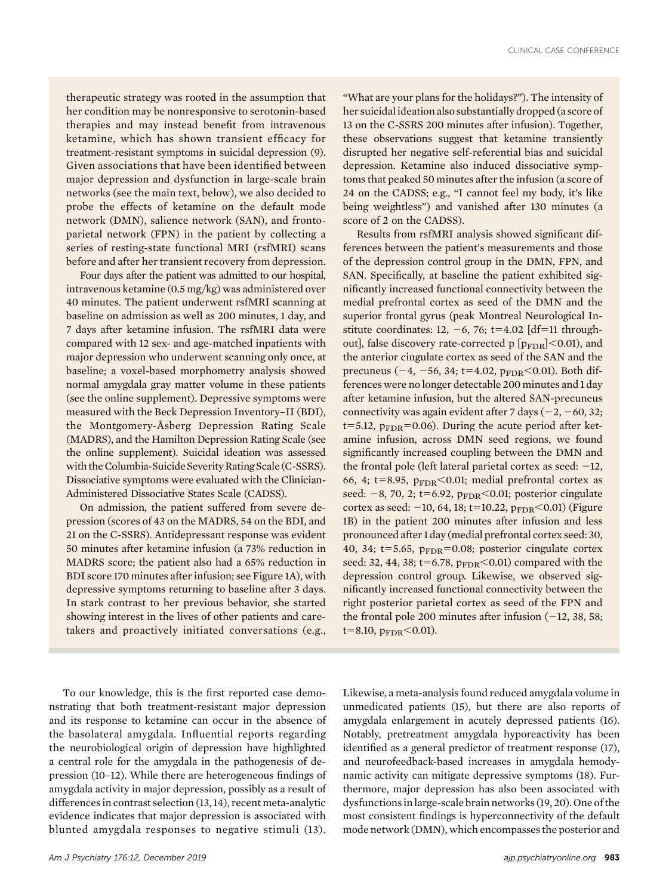therapeutic strategy was rooted in the assumption that her condition may be nonresponsive to serotonin-based therapies and may instead benefit from intravenous ketamine, which has shown transient efficacy for treatment-resistant symptoms in suicidal depression (9). Given associations that have been identified between major depression and dysfunction in large-scale brain networks (see the main text, below), we also decided to probe the effects of ketamine on the default mode network (DMN), salience network (SAN), and frontoparietal network (FPN) in the patient by collecting a series of resting-state functional MRI (rsfMRI) scans before and after her transient recovery from depression.

Four days after the patient was admitted to our hospital, intravenous ketamine (0.5 mg/kg) was administered over 40 minutes. The patient underwent rsfMRI scanning at baseline on admission as well as 200 minutes, 1 day, and 7 days after ketamine infusion. The rsfMRI data were compared with 12 sex- and age-matched inpatients with major depression who underwent scanning only once, at baseline; a voxel-based morphometry analysis showed normal amygdala gray matter volume in these patients (see the online supplement). Depressive symptoms were measured with the Beck Depression Inventory–II (BDI), the Montgomery-Åsberg Depression Rating Scale (MADRS), and the Hamilton Depression Rating Scale (see the online supplement). Suicidal ideation was assessed with the Columbia-Suicide Severity Rating Scale (C-SSRS). Dissociative symptoms were evaluated with the Clinician-Administered Dissociative States Scale (CADSS).

On admission, the patient suffered from severe depression (scores of 43 on the MADRS, 54 on the BDI, and 21 on the C-SSRS). Antidepressant response was evident 50 minutes after ketamine infusion (a 73% reduction in MADRS score; the patient also had a 65% reduction in BDI score 170 minutes after infusion; see Figure 1A), with depressive symptoms returning to baseline after 3 days. In stark contrast to her previous behavior, she started showing interest in the lives of other patients and caretakers and proactively initiated conversations (e.g., "What are your plans for the holidays?"). The intensity of her suicidal ideation also substantially dropped (a score of 13 on the C-SSRS 200 minutes after infusion). Together, these observations suggest that ketamine transiently disrupted her negative self-referential bias and suicidal depression. Ketamine also induced dissociative symptoms that peaked 50 minutes after the infusion (a score of 24 on the CADSS; e.g., "I cannot feel my body, it's like being weightless") and vanished after 130 minutes (a score of 2 on the CADSS).

Results from rsfMRI analysis showed significant differences between the patient's measurements and those of the depression control group in the DMN, FPN, and SAN. Specifically, at baseline the patient exhibited significantly increased functional connectivity between the medial prefrontal cortex as seed of the DMN and the superior frontal gyrus (peak Montreal Neurological Institute coordinates: 12, −6, 76; $t=4.02$ [df=11 throughout], false discovery rate-corrected p [$p_{FDR}$]<0.01), and the anterior cingulate cortex as seed of the SAN and the precuneus (−4, −56, 34; $t=4.02$, $p_{FDR}<0.01$). Both differences were no longer detectable 200 minutes and 1 day after ketamine infusion, but the altered SAN-precuneus connectivity was again evident after 7 days (−2, −60, 32; $t=5.12$, $p_{FDR}=0.06$). During the acute period after ketamine infusion, across DMN seed regions, we found significantly increased coupling between the DMN and the frontal pole (left lateral parietal cortex as seed: −12, 66, 4; $t=8.95$, $p_{FDR}<0.01$; medial prefrontal cortex as seed: −8, 70, 2; $t=6.92$, $p_{FDR}<0.01$; posterior cingulate cortex as seed: −10, 64, 18; $t=10.22$, $p_{FDR}<0.01$) (Figure 1B) in the patient 200 minutes after infusion and less pronounced after 1 day (medial prefrontal cortex seed: 30, 40, 34; $t=5.65$, $p_{FDR}=0.08$; posterior cingulate cortex seed: 32, 44, 38; $t=6.78$, $p_{FDR}<0.01$) compared with the depression control group. Likewise, we observed significantly increased functional connectivity between the right posterior parietal cortex as seed of the FPN and the frontal pole 200 minutes after infusion (−12, 38, 58; $t=8.10$, $p_{FDR}<0.01$).

To our knowledge, this is the first reported case demonstrating that both treatment-resistant major depression and its response to ketamine can occur in the absence of the basolateral amygdala. Influential reports regarding the neurobiological origin of depression have highlighted a central role for the amygdala in the pathogenesis of depression (10–12). While there are heterogeneous findings of amygdala activity in major depression, possibly as a result of differences in contrast selection (13, 14), recent meta-analytic evidence indicates that major depression is associated with blunted amygdala responses to negative stimuli (13). Likewise, a meta-analysis found reduced amygdala volume in unmedicated patients (15), but there are also reports of amygdala enlargement in acutely depressed patients (16). Notably, pretreatment amygdala hyporeactivity has been identified as a general predictor of treatment response (17), and neurofeedback-based increases in amygdala hemodynamic activity can mitigate depressive symptoms (18). Furthermore, major depression has also been associated with dysfunctions in large-scale brain networks (19, 20). One of the most consistent findings is hyperconnectivity of the default mode network (DMN), which encompasses the posterior and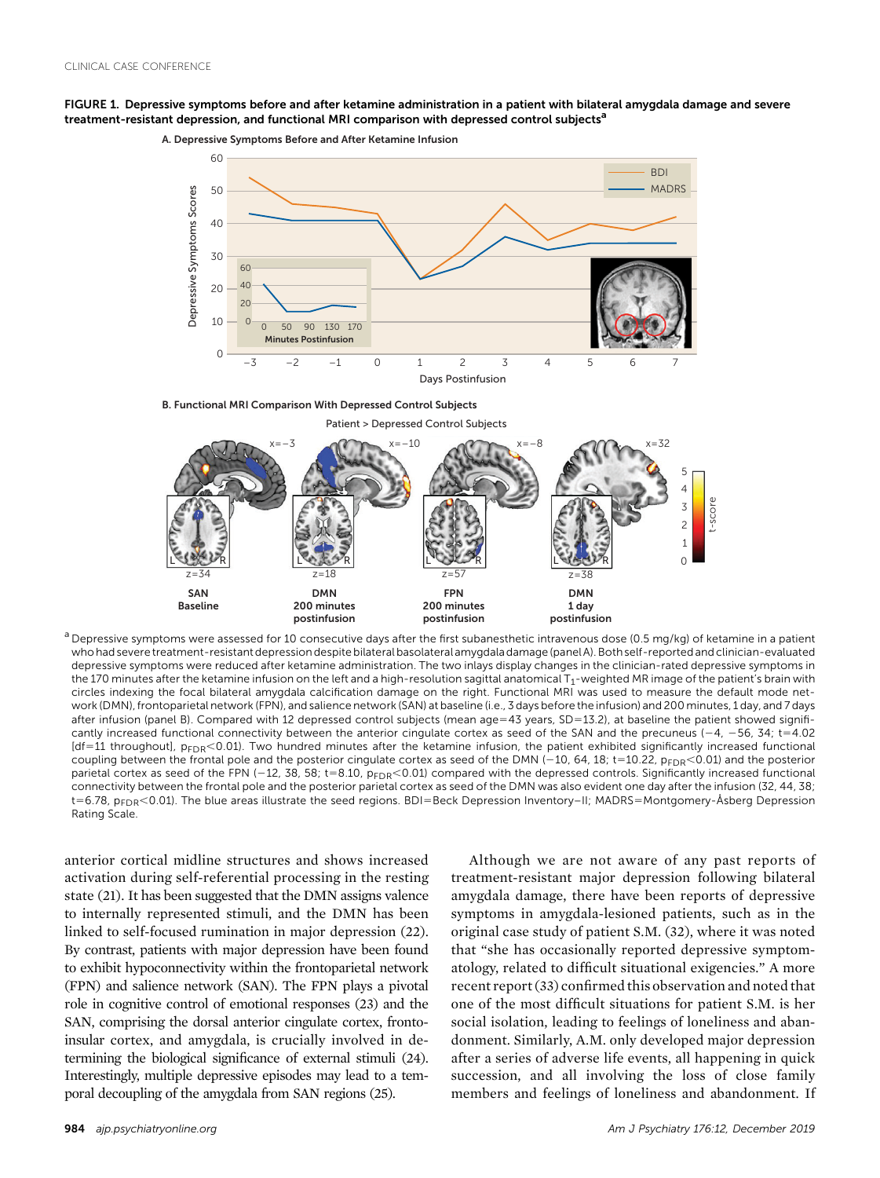**FIGURE 1. Depressive symptoms before and after ketamine administration in a patient with bilateral amygdala damage and severe treatment-resistant depression, and functional MRI comparison with depressed control subjects[a]**

A. Depressive Symptoms Before and After Ketamine Infusion

B. Functional MRI Comparison With Depressed Control Subjects

[a] Depressive symptoms were assessed for 10 consecutive days after the first subanesthetic intravenous dose (0.5 mg/kg) of ketamine in a patient who had severe treatment-resistant depression despite bilateral basolateral amygdala damage (panel A). Both self-reported and clinician-evaluated depressive symptoms were reduced after ketamine administration. The two inlays display changes in the clinician-rated depressive symptoms in the 170 minutes after the ketamine infusion on the left and a high-resolution sagittal anatomical $T_1$-weighted MR image of the patient's brain with circles indexing the focal bilateral amygdala calcification damage on the right. Functional MRI was used to measure the default mode network (DMN), frontoparietal network (FPN), and salience network (SAN) at baseline (i.e., 3 days before the infusion) and 200 minutes, 1 day, and 7 days after infusion (panel B). Compared with 12 depressed control subjects (mean age=43 years, SD=13.2), at baseline the patient showed significantly increased functional connectivity between the anterior cingulate cortex as seed of the SAN and the precuneus (−4, −56, 34; t=4.02 [df=11 throughout], $p_{FDR}$<0.01). Two hundred minutes after the ketamine infusion, the patient exhibited significantly increased functional coupling between the frontal pole and the posterior cingulate cortex as seed of the DMN (−10, 64, 18; t=10.22, $p_{FDR}$<0.01) and the posterior parietal cortex as seed of the FPN (−12, 38, 58; t=8.10, $p_{FDR}$<0.01) compared with the depressed controls. Significantly increased functional connectivity between the frontal pole and the posterior parietal cortex as seed of the DMN was also evident one day after the infusion (32, 44, 38; t=6.78, $p_{FDR}$<0.01). The blue areas illustrate the seed regions. BDI=Beck Depression Inventory–II; MADRS=Montgomery-Åsberg Depression Rating Scale.

anterior cortical midline structures and shows increased activation during self-referential processing in the resting state (21). It has been suggested that the DMN assigns valence to internally represented stimuli, and the DMN has been linked to self-focused rumination in major depression (22). By contrast, patients with major depression have been found to exhibit hypoconnectivity within the frontoparietal network (FPN) and salience network (SAN). The FPN plays a pivotal role in cognitive control of emotional responses (23) and the SAN, comprising the dorsal anterior cingulate cortex, fronto-insular cortex, and amygdala, is crucially involved in determining the biological significance of external stimuli (24). Interestingly, multiple depressive episodes may lead to a temporal decoupling of the amygdala from SAN regions (25).

Although we are not aware of any past reports of treatment-resistant major depression following bilateral amygdala damage, there have been reports of depressive symptoms in amygdala-lesioned patients, such as in the original case study of patient S.M. (32), where it was noted that "she has occasionally reported depressive symptomatology, related to difficult situational exigencies." A more recent report (33) confirmed this observation and noted that one of the most difficult situations for patient S.M. is her social isolation, leading to feelings of loneliness and abandonment. Similarly, A.M. only developed major depression after a series of adverse life events, all happening in quick succession, and all involving the loss of close family members and feelings of loneliness and abandonment. If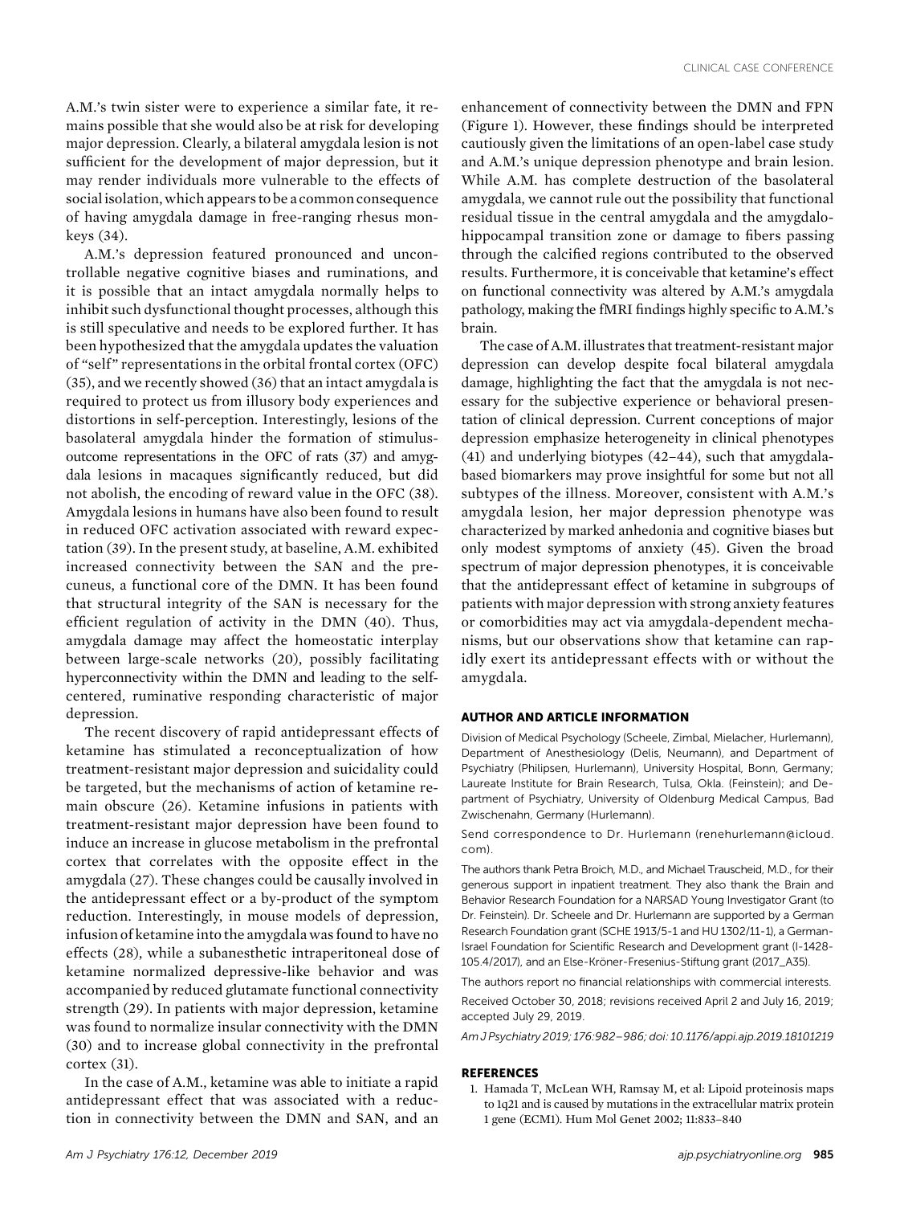A.M.'s twin sister were to experience a similar fate, it remains possible that she would also be at risk for developing major depression. Clearly, a bilateral amygdala lesion is not sufficient for the development of major depression, but it may render individuals more vulnerable to the effects of social isolation, which appears to be a common consequence of having amygdala damage in free-ranging rhesus monkeys (34).

A.M.'s depression featured pronounced and uncontrollable negative cognitive biases and ruminations, and it is possible that an intact amygdala normally helps to inhibit such dysfunctional thought processes, although this is still speculative and needs to be explored further. It has been hypothesized that the amygdala updates the valuation of "self" representations in the orbital frontal cortex (OFC) (35), and we recently showed (36) that an intact amygdala is required to protect us from illusory body experiences and distortions in self-perception. Interestingly, lesions of the basolateral amygdala hinder the formation of stimulus-outcome representations in the OFC of rats (37) and amygdala lesions in macaques significantly reduced, but did not abolish, the encoding of reward value in the OFC (38). Amygdala lesions in humans have also been found to result in reduced OFC activation associated with reward expectation (39). In the present study, at baseline, A.M. exhibited increased connectivity between the SAN and the precuneus, a functional core of the DMN. It has been found that structural integrity of the SAN is necessary for the efficient regulation of activity in the DMN (40). Thus, amygdala damage may affect the homeostatic interplay between large-scale networks (20), possibly facilitating hyperconnectivity within the DMN and leading to the self-centered, ruminative responding characteristic of major depression.

The recent discovery of rapid antidepressant effects of ketamine has stimulated a reconceptualization of how treatment-resistant major depression and suicidality could be targeted, but the mechanisms of action of ketamine remain obscure (26). Ketamine infusions in patients with treatment-resistant major depression have been found to induce an increase in glucose metabolism in the prefrontal cortex that correlates with the opposite effect in the amygdala (27). These changes could be causally involved in the antidepressant effect or a by-product of the symptom reduction. Interestingly, in mouse models of depression, infusion of ketamine into the amygdala was found to have no effects (28), while a subanesthetic intraperitoneal dose of ketamine normalized depressive-like behavior and was accompanied by reduced glutamate functional connectivity strength (29). In patients with major depression, ketamine was found to normalize insular connectivity with the DMN (30) and to increase global connectivity in the prefrontal cortex (31).

In the case of A.M., ketamine was able to initiate a rapid antidepressant effect that was associated with a reduction in connectivity between the DMN and SAN, and an enhancement of connectivity between the DMN and FPN (Figure 1). However, these findings should be interpreted cautiously given the limitations of an open-label case study and A.M.'s unique depression phenotype and brain lesion. While A.M. has complete destruction of the basolateral amygdala, we cannot rule out the possibility that functional residual tissue in the central amygdala and the amygdalo-hippocampal transition zone or damage to fibers passing through the calcified regions contributed to the observed results. Furthermore, it is conceivable that ketamine's effect on functional connectivity was altered by A.M.'s amygdala pathology, making the fMRI findings highly specific to A.M.'s brain.

The case of A.M. illustrates that treatment-resistant major depression can develop despite focal bilateral amygdala damage, highlighting the fact that the amygdala is not necessary for the subjective experience or behavioral presentation of clinical depression. Current conceptions of major depression emphasize heterogeneity in clinical phenotypes (41) and underlying biotypes (42–44), such that amygdala-based biomarkers may prove insightful for some but not all subtypes of the illness. Moreover, consistent with A.M.'s amygdala lesion, her major depression phenotype was characterized by marked anhedonia and cognitive biases but only modest symptoms of anxiety (45). Given the broad spectrum of major depression phenotypes, it is conceivable that the antidepressant effect of ketamine in subgroups of patients with major depression with strong anxiety features or comorbidities may act via amygdala-dependent mechanisms, but our observations show that ketamine can rapidly exert its antidepressant effects with or without the amygdala.

## AUTHOR AND ARTICLE INFORMATION

Division of Medical Psychology (Scheele, Zimbal, Mielacher, Hurlemann), Department of Anesthesiology (Delis, Neumann), and Department of Psychiatry (Philipsen, Hurlemann), University Hospital, Bonn, Germany; Laureate Institute for Brain Research, Tulsa, Okla. (Feinstein); and Department of Psychiatry, University of Oldenburg Medical Campus, Bad Zwischenahn, Germany (Hurlemann).

Send correspondence to Dr. Hurlemann (renehurlemann@icloud.com).

The authors thank Petra Broich, M.D., and Michael Trauscheid, M.D., for their generous support in inpatient treatment. They also thank the Brain and Behavior Research Foundation for a NARSAD Young Investigator Grant (to Dr. Feinstein). Dr. Scheele and Dr. Hurlemann are supported by a German Research Foundation grant (SCHE 1913/5-1 and HU 1302/11-1), a German-Israel Foundation for Scientific Research and Development grant (I-1428-105.4/2017), and an Else-Kröner-Fresenius-Stiftung grant (2017_A35).

The authors report no financial relationships with commercial interests.

Received October 30, 2018; revisions received April 2 and July 16, 2019; accepted July 29, 2019.

*Am J Psychiatry 2019; 176:982–986; doi: 10.1176/appi.ajp.2019.18101219*

## REFERENCES

1. Hamada T, McLean WH, Ramsay M, et al: Lipoid proteinosis maps to 1q21 and is caused by mutations in the extracellular matrix protein 1 gene (ECM1). Hum Mol Genet 2002; 11:833–840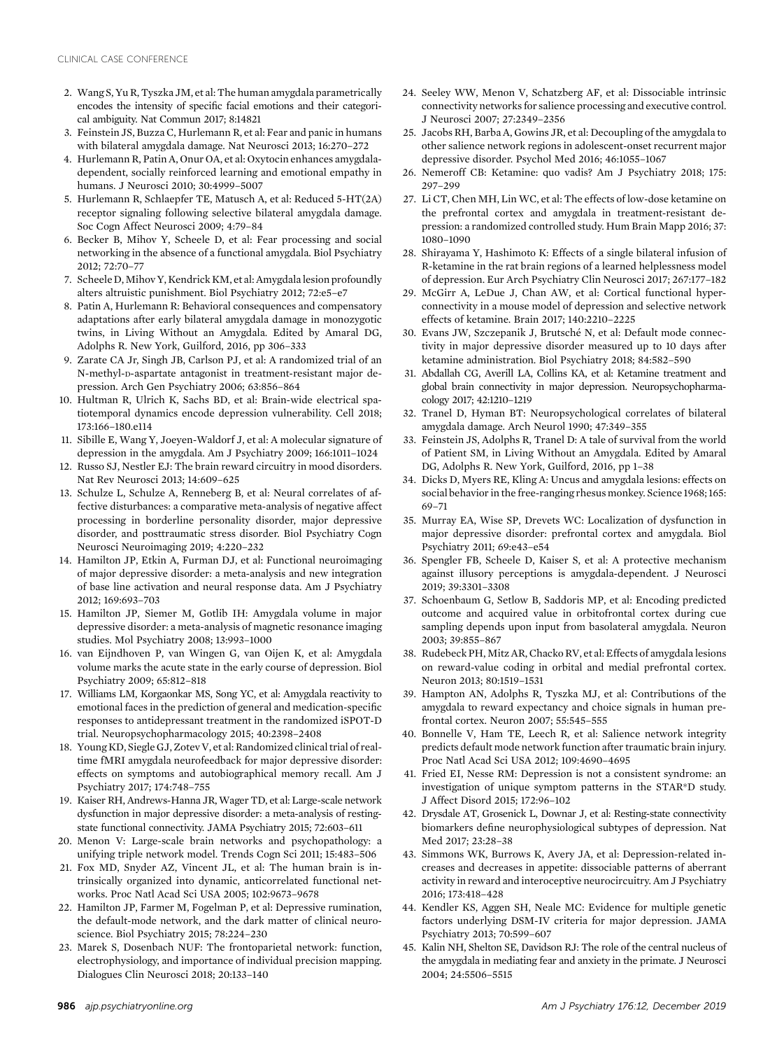2. Wang S, Yu R, Tyszka JM, et al: The human amygdala parametrically encodes the intensity of specific facial emotions and their categorical ambiguity. Nat Commun 2017; 8:14821
3. Feinstein JS, Buzza C, Hurlemann R, et al: Fear and panic in humans with bilateral amygdala damage. Nat Neurosci 2013; 16:270–272
4. Hurlemann R, Patin A, Onur OA, et al: Oxytocin enhances amygdala-dependent, socially reinforced learning and emotional empathy in humans. J Neurosci 2010; 30:4999–5007
5. Hurlemann R, Schlaepfer TE, Matusch A, et al: Reduced 5-HT(2A) receptor signaling following selective bilateral amygdala damage. Soc Cogn Affect Neurosci 2009; 4:79–84
6. Becker B, Mihov Y, Scheele D, et al: Fear processing and social networking in the absence of a functional amygdala. Biol Psychiatry 2012; 72:70–77
7. Scheele D, Mihov Y, Kendrick KM, et al: Amygdala lesion profoundly alters altruistic punishment. Biol Psychiatry 2012; 72:e5–e7
8. Patin A, Hurlemann R: Behavioral consequences and compensatory adaptations after early bilateral amygdala damage in monozygotic twins, in Living Without an Amygdala. Edited by Amaral DG, Adolphs R. New York, Guilford, 2016, pp 306–333
9. Zarate CA Jr, Singh JB, Carlson PJ, et al: A randomized trial of an N-methyl-D-aspartate antagonist in treatment-resistant major depression. Arch Gen Psychiatry 2006; 63:856–864
10. Hultman R, Ulrich K, Sachs BD, et al: Brain-wide electrical spatiotemporal dynamics encode depression vulnerability. Cell 2018; 173:166–180.e114
11. Sibille E, Wang Y, Joeyen-Waldorf J, et al: A molecular signature of depression in the amygdala. Am J Psychiatry 2009; 166:1011–1024
12. Russo SJ, Nestler EJ: The brain reward circuitry in mood disorders. Nat Rev Neurosci 2013; 14:609–625
13. Schulze L, Schulze A, Renneberg B, et al: Neural correlates of affective disturbances: a comparative meta-analysis of negative affect processing in borderline personality disorder, major depressive disorder, and posttraumatic stress disorder. Biol Psychiatry Cogn Neurosci Neuroimaging 2019; 4:220–232
14. Hamilton JP, Etkin A, Furman DJ, et al: Functional neuroimaging of major depressive disorder: a meta-analysis and new integration of base line activation and neural response data. Am J Psychiatry 2012; 169:693–703
15. Hamilton JP, Siemer M, Gotlib IH: Amygdala volume in major depressive disorder: a meta-analysis of magnetic resonance imaging studies. Mol Psychiatry 2008; 13:993–1000
16. van Eijndhoven P, van Wingen G, van Oijen K, et al: Amygdala volume marks the acute state in the early course of depression. Biol Psychiatry 2009; 65:812–818
17. Williams LM, Korgaonkar MS, Song YC, et al: Amygdala reactivity to emotional faces in the prediction of general and medication-specific responses to antidepressant treatment in the randomized iSPOT-D trial. Neuropsychopharmacology 2015; 40:2398–2408
18. Young KD, Siegle GJ, Zotev V, et al: Randomized clinical trial of real-time fMRI amygdala neurofeedback for major depressive disorder: effects on symptoms and autobiographical memory recall. Am J Psychiatry 2017; 174:748–755
19. Kaiser RH, Andrews-Hanna JR, Wager TD, et al: Large-scale network dysfunction in major depressive disorder: a meta-analysis of resting-state functional connectivity. JAMA Psychiatry 2015; 72:603–611
20. Menon V: Large-scale brain networks and psychopathology: a unifying triple network model. Trends Cogn Sci 2011; 15:483–506
21. Fox MD, Snyder AZ, Vincent JL, et al: The human brain is intrinsically organized into dynamic, anticorrelated functional networks. Proc Natl Acad Sci USA 2005; 102:9673–9678
22. Hamilton JP, Farmer M, Fogelman P, et al: Depressive rumination, the default-mode network, and the dark matter of clinical neuroscience. Biol Psychiatry 2015; 78:224–230
23. Marek S, Dosenbach NUF: The frontoparietal network: function, electrophysiology, and importance of individual precision mapping. Dialogues Clin Neurosci 2018; 20:133–140
24. Seeley WW, Menon V, Schatzberg AF, et al: Dissociable intrinsic connectivity networks for salience processing and executive control. J Neurosci 2007; 27:2349–2356
25. Jacobs RH, Barba A, Gowins JR, et al: Decoupling of the amygdala to other salience network regions in adolescent-onset recurrent major depressive disorder. Psychol Med 2016; 46:1055–1067
26. Nemeroff CB: Ketamine: quo vadis? Am J Psychiatry 2018; 175: 297–299
27. Li CT, Chen MH, Lin WC, et al: The effects of low-dose ketamine on the prefrontal cortex and amygdala in treatment-resistant depression: a randomized controlled study. Hum Brain Mapp 2016; 37: 1080–1090
28. Shirayama Y, Hashimoto K: Effects of a single bilateral infusion of R-ketamine in the rat brain regions of a learned helplessness model of depression. Eur Arch Psychiatry Clin Neurosci 2017; 267:177–182
29. McGirr A, LeDue J, Chan AW, et al: Cortical functional hyperconnectivity in a mouse model of depression and selective network effects of ketamine. Brain 2017; 140:2210–2225
30. Evans JW, Szczepanik J, Brutsché N, et al: Default mode connectivity in major depressive disorder measured up to 10 days after ketamine administration. Biol Psychiatry 2018; 84:582–590
31. Abdallah CG, Averill LA, Collins KA, et al: Ketamine treatment and global brain connectivity in major depression. Neuropsychopharmacology 2017; 42:1210–1219
32. Tranel D, Hyman BT: Neuropsychological correlates of bilateral amygdala damage. Arch Neurol 1990; 47:349–355
33. Feinstein JS, Adolphs R, Tranel D: A tale of survival from the world of Patient SM, in Living Without an Amygdala. Edited by Amaral DG, Adolphs R. New York, Guilford, 2016, pp 1–38
34. Dicks D, Myers RE, Kling A: Uncus and amygdala lesions: effects on social behavior in the free-ranging rhesus monkey. Science 1968; 165: 69–71
35. Murray EA, Wise SP, Drevets WC: Localization of dysfunction in major depressive disorder: prefrontal cortex and amygdala. Biol Psychiatry 2011; 69:e43–e54
36. Spengler FB, Scheele D, Kaiser S, et al: A protective mechanism against illusory perceptions is amygdala-dependent. J Neurosci 2019; 39:3301–3308
37. Schoenbaum G, Setlow B, Saddoris MP, et al: Encoding predicted outcome and acquired value in orbitofrontal cortex during cue sampling depends upon input from basolateral amygdala. Neuron 2003; 39:855–867
38. Rudebeck PH, Mitz AR, Chacko RV, et al: Effects of amygdala lesions on reward-value coding in orbital and medial prefrontal cortex. Neuron 2013; 80:1519–1531
39. Hampton AN, Adolphs R, Tyszka MJ, et al: Contributions of the amygdala to reward expectancy and choice signals in human prefrontal cortex. Neuron 2007; 55:545–555
40. Bonnelle V, Ham TE, Leech R, et al: Salience network integrity predicts default mode network function after traumatic brain injury. Proc Natl Acad Sci USA 2012; 109:4690–4695
41. Fried EI, Nesse RM: Depression is not a consistent syndrome: an investigation of unique symptom patterns in the STAR*D study. J Affect Disord 2015; 172:96–102
42. Drysdale AT, Grosenick L, Downar J, et al: Resting-state connectivity biomarkers define neurophysiological subtypes of depression. Nat Med 2017; 23:28–38
43. Simmons WK, Burrows K, Avery JA, et al: Depression-related increases and decreases in appetite: dissociable patterns of aberrant activity in reward and interoceptive neurocircuitry. Am J Psychiatry 2016; 173:418–428
44. Kendler KS, Aggen SH, Neale MC: Evidence for multiple genetic factors underlying DSM-IV criteria for major depression. JAMA Psychiatry 2013; 70:599–607
45. Kalin NH, Shelton SE, Davidson RJ: The role of the central nucleus of the amygdala in mediating fear and anxiety in the primate. J Neurosci 2004; 24:5506–5515